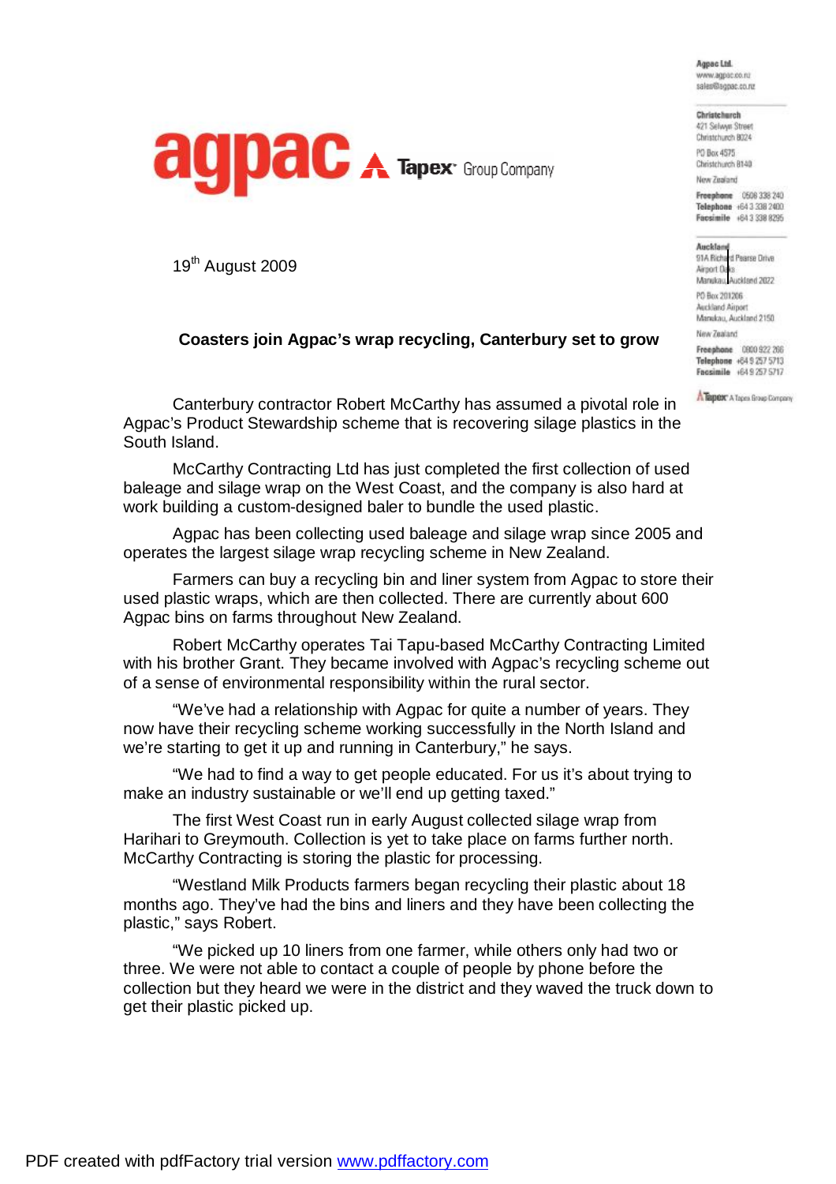agpac A Tapex Group Company

Agpac Ltd.
www.agpac.co.nz
sales@agpac.co.nz

Christchurch
421 Selwyn Street
Christchurch 8024
PO Box 4575
Christchurch 8140
New Zealand
Freephone 0508 338 240
Telephone +64 3 338 2400
Facsimile +64 3 338 8295

Auckland
91A Richard Pearse Drive
Airport Oaks
Manukau, Auckland 2022
PO Box 201206
Auckland Airport
Manukau, Auckland 2150
New Zealand
Freephone 0800 922 266
Telephone +64 9 257 5713
Facsimile +64 9 257 5717

Tapex A Tapex Group Company

19th August 2009

**Coasters join Agpac's wrap recycling, Canterbury set to grow**

Canterbury contractor Robert McCarthy has assumed a pivotal role in Agpac's Product Stewardship scheme that is recovering silage plastics in the South Island.

McCarthy Contracting Ltd has just completed the first collection of used baleage and silage wrap on the West Coast, and the company is also hard at work building a custom-designed baler to bundle the used plastic.

Agpac has been collecting used baleage and silage wrap since 2005 and operates the largest silage wrap recycling scheme in New Zealand.

Farmers can buy a recycling bin and liner system from Agpac to store their used plastic wraps, which are then collected. There are currently about 600 Agpac bins on farms throughout New Zealand.

Robert McCarthy operates Tai Tapu-based McCarthy Contracting Limited with his brother Grant. They became involved with Agpac's recycling scheme out of a sense of environmental responsibility within the rural sector.

"We've had a relationship with Agpac for quite a number of years. They now have their recycling scheme working successfully in the North Island and we're starting to get it up and running in Canterbury," he says.

"We had to find a way to get people educated. For us it's about trying to make an industry sustainable or we'll end up getting taxed."

The first West Coast run in early August collected silage wrap from Harihari to Greymouth. Collection is yet to take place on farms further north. McCarthy Contracting is storing the plastic for processing.

"Westland Milk Products farmers began recycling their plastic about 18 months ago. They've had the bins and liners and they have been collecting the plastic," says Robert.

"We picked up 10 liners from one farmer, while others only had two or three. We were not able to contact a couple of people by phone before the collection but they heard we were in the district and they waved the truck down to get their plastic picked up.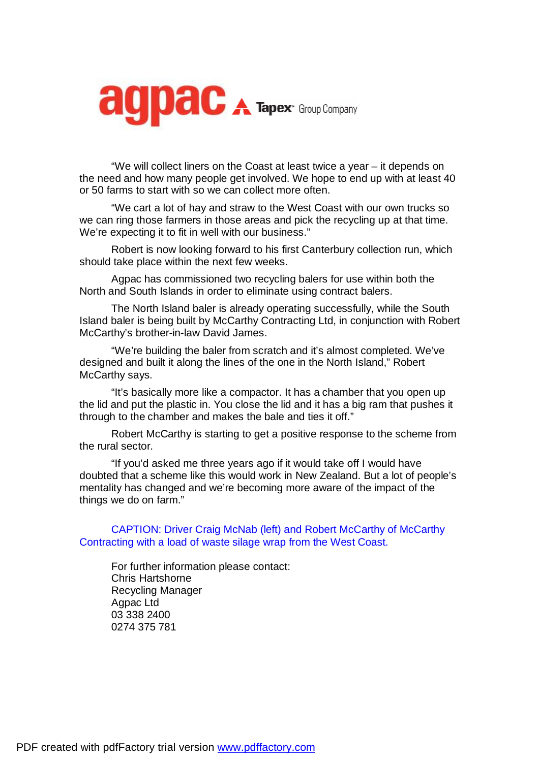"We will collect liners on the Coast at least twice a year – it depends on the need and how many people get involved. We hope to end up with at least 40 or 50 farms to start with so we can collect more often.

"We cart a lot of hay and straw to the West Coast with our own trucks so we can ring those farmers in those areas and pick the recycling up at that time. We're expecting it to fit in well with our business."

Robert is now looking forward to his first Canterbury collection run, which should take place within the next few weeks.

Agpac has commissioned two recycling balers for use within both the North and South Islands in order to eliminate using contract balers.

The North Island baler is already operating successfully, while the South Island baler is being built by McCarthy Contracting Ltd, in conjunction with Robert McCarthy's brother-in-law David James.

"We're building the baler from scratch and it's almost completed. We've designed and built it along the lines of the one in the North Island," Robert McCarthy says.

"It's basically more like a compactor. It has a chamber that you open up the lid and put the plastic in. You close the lid and it has a big ram that pushes it through to the chamber and makes the bale and ties it off."

Robert McCarthy is starting to get a positive response to the scheme from the rural sector.

"If you'd asked me three years ago if it would take off I would have doubted that a scheme like this would work in New Zealand. But a lot of people's mentality has changed and we're becoming more aware of the impact of the things we do on farm."

CAPTION: Driver Craig McNab (left) and Robert McCarthy of McCarthy Contracting with a load of waste silage wrap from the West Coast.

For further information please contact:
Chris Hartshorne
Recycling Manager
Agpac Ltd
03 338 2400
0274 375 781